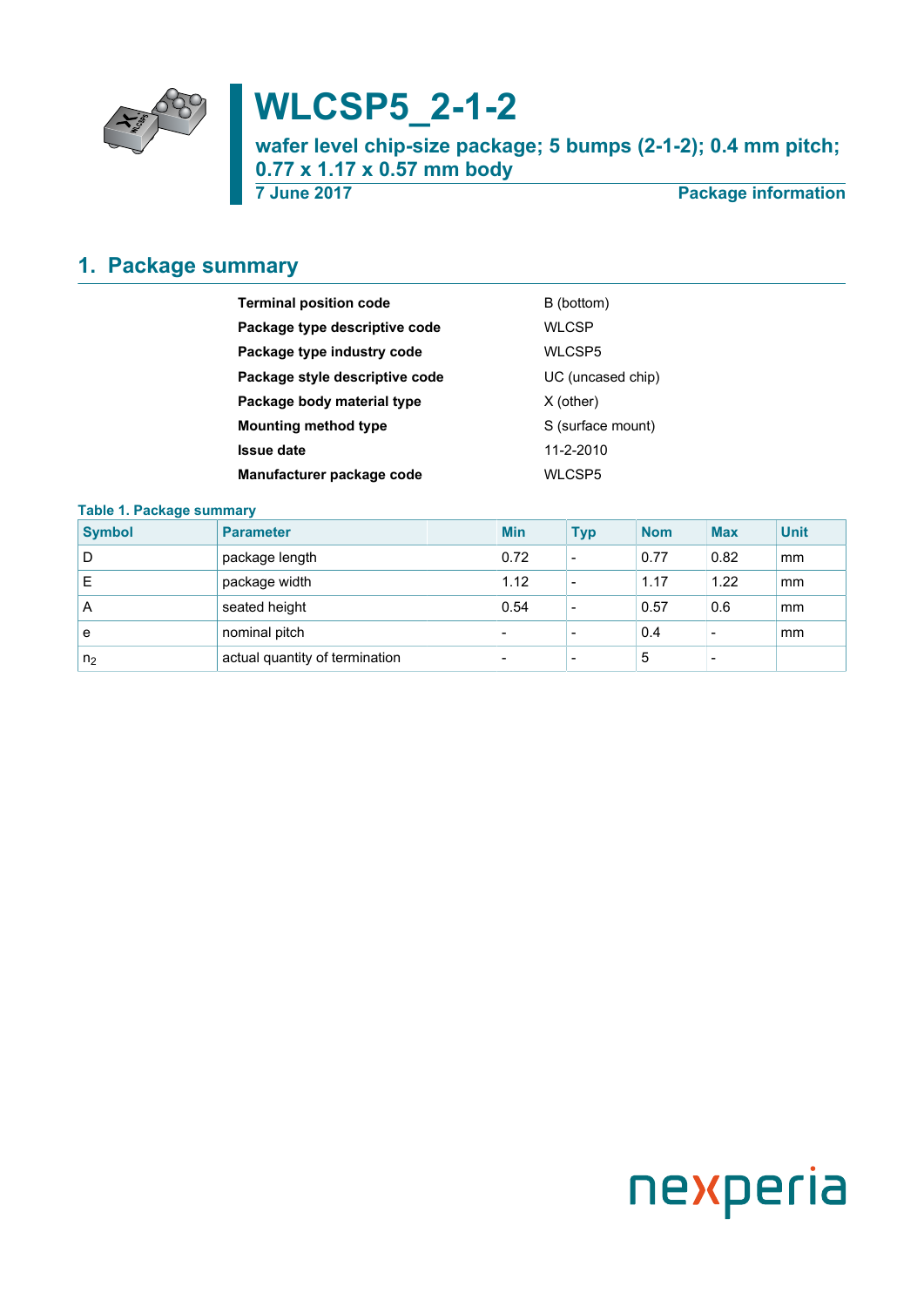# WLCSP5_2-1-2

**wafer level chip-size package; 5 bumps (2-1-2); 0.4 mm pitch; 0.77 x 1.17 x 0.57 mm body**

**7 June 2017** — **Package information**

## 1. Package summary

| | |
|---|---|
| **Terminal position code** | B (bottom) |
| **Package type descriptive code** | WLCSP |
| **Package type industry code** | WLCSP5 |
| **Package style descriptive code** | UC (uncased chip) |
| **Package body material type** | X (other) |
| **Mounting method type** | S (surface mount) |
| **Issue date** | 11-2-2010 |
| **Manufacturer package code** | WLCSP5 |

**Table 1. Package summary**

| Symbol | Parameter | Min | Typ | Nom | Max | Unit |
|---|---|---|---|---|---|---|
| D | package length | 0.72 | - | 0.77 | 0.82 | mm |
| E | package width | 1.12 | - | 1.17 | 1.22 | mm |
| A | seated height | 0.54 | - | 0.57 | 0.6 | mm |
| e | nominal pitch | - | - | 0.4 | - | mm |
| $n_2$ | actual quantity of termination | - | - | 5 | - | |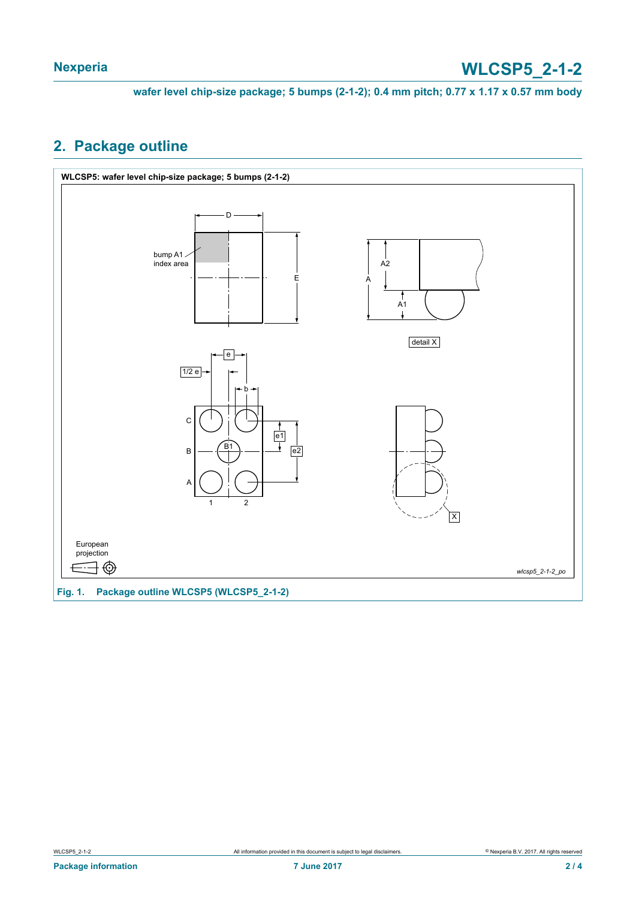## 2. Package outline

WLCSP5: wafer level chip-size package; 5 bumps (2-1-2)

bump A1 index area

D

E

A2

A

A1

detail X

e

1/2 e

b

C

B

A

B1

e1

e2

1

2

X

European projection

*wlcsp5_2-1-2_po*

**Fig. 1. Package outline WLCSP5 (WLCSP5_2-1-2)**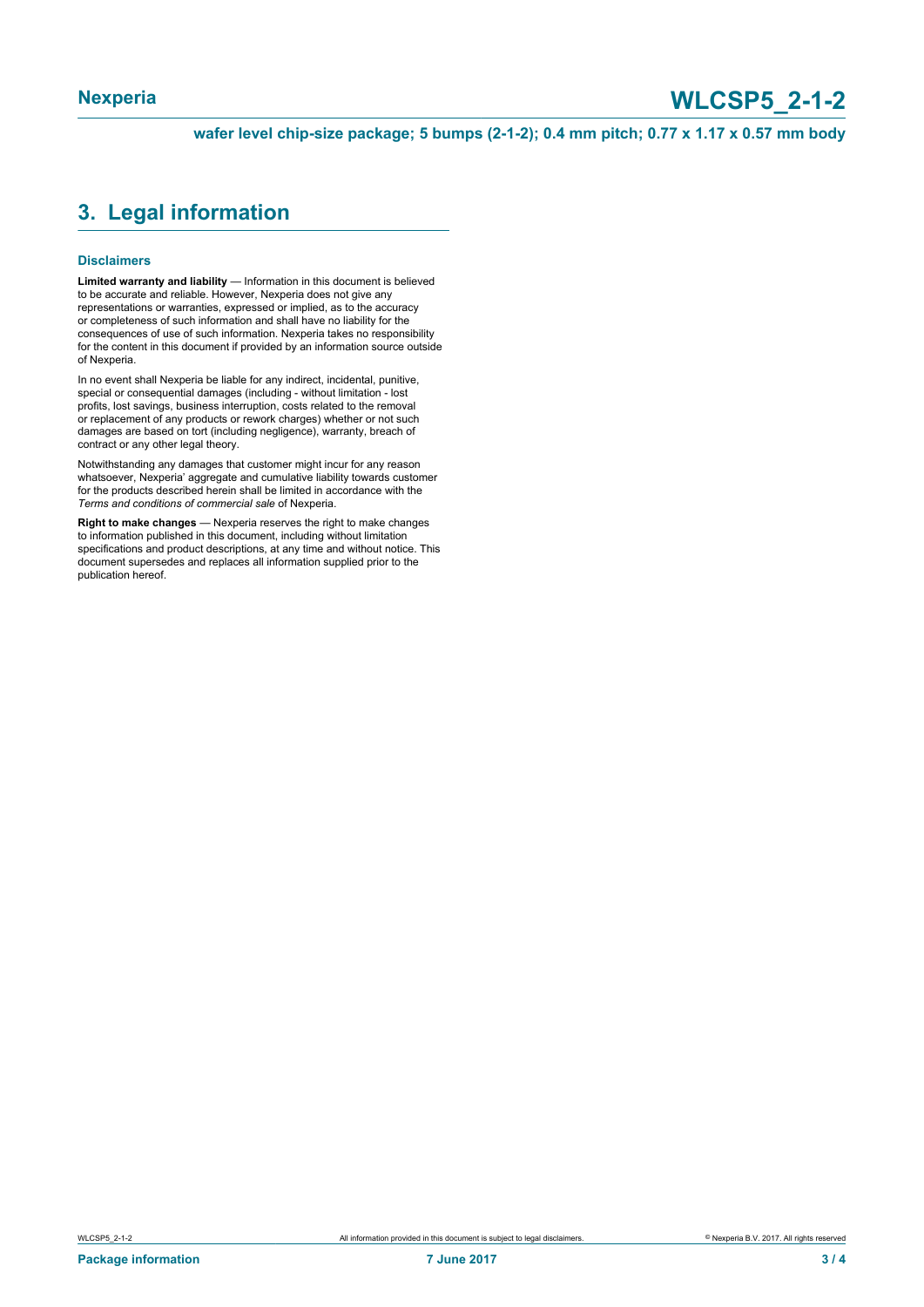## 3. Legal information

### Disclaimers

**Limited warranty and liability** — Information in this document is believed to be accurate and reliable. However, Nexperia does not give any representations or warranties, expressed or implied, as to the accuracy or completeness of such information and shall have no liability for the consequences of use of such information. Nexperia takes no responsibility for the content in this document if provided by an information source outside of Nexperia.

In no event shall Nexperia be liable for any indirect, incidental, punitive, special or consequential damages (including - without limitation - lost profits, lost savings, business interruption, costs related to the removal or replacement of any products or rework charges) whether or not such damages are based on tort (including negligence), warranty, breach of contract or any other legal theory.

Notwithstanding any damages that customer might incur for any reason whatsoever, Nexperia' aggregate and cumulative liability towards customer for the products described herein shall be limited in accordance with the *Terms and conditions of commercial sale* of Nexperia.

**Right to make changes** — Nexperia reserves the right to make changes to information published in this document, including without limitation specifications and product descriptions, at any time and without notice. This document supersedes and replaces all information supplied prior to the publication hereof.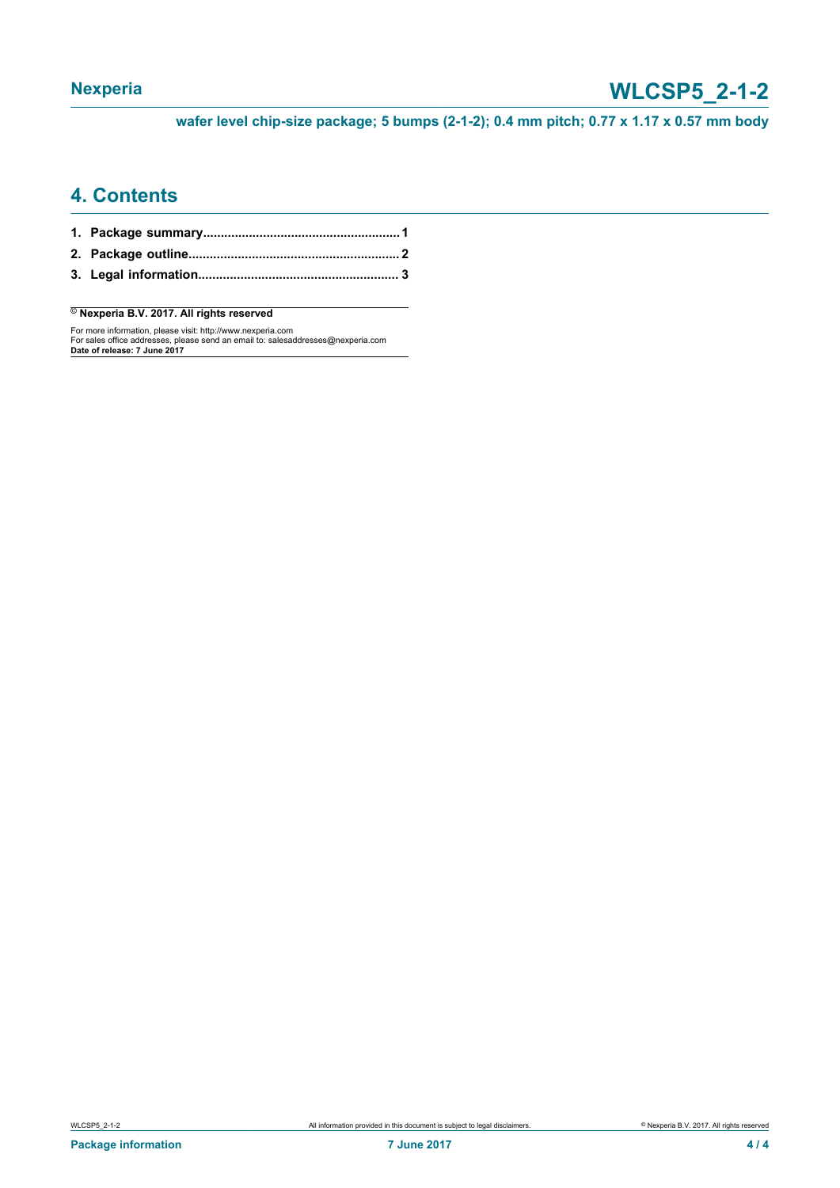## 4. Contents

**1. Package summary........................................................1**

**2. Package outline...........................................................2**

**3. Legal information........................................................3**

**© Nexperia B.V. 2017. All rights reserved**

For more information, please visit: http://www.nexperia.com
For sales office addresses, please send an email to: salesaddresses@nexperia.com
**Date of release: 7 June 2017**